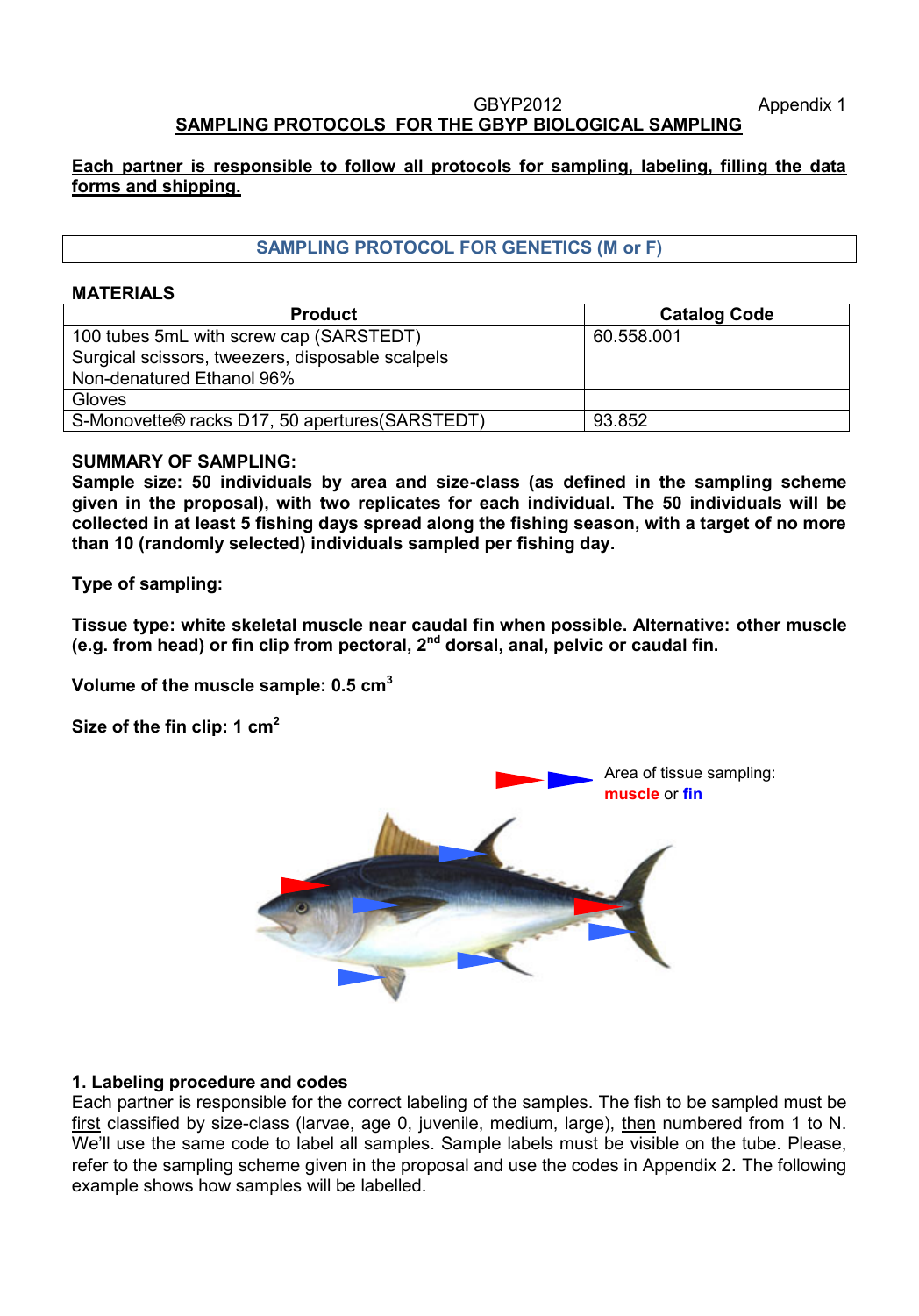GBYP2012 Appendix 1

**SAMPLING PROTOCOLS FOR THE GBYP BIOLOGICAL SAMPLING**

**Each partner is responsible to follow all protocols for sampling, labeling, filling the data forms and shipping.**

## SAMPLING PROTOCOL FOR GENETICS (M or F)

### MATERIALS

| Product | Catalog Code |
|---|---|
| 100 tubes 5mL with screw cap (SARSTEDT) | 60.558.001 |
| Surgical scissors, tweezers, disposable scalpels | |
| Non-denatured Ethanol 96% | |
| Gloves | |
| S-Monovette® racks D17, 50 apertures(SARSTEDT) | 93.852 |

**SUMMARY OF SAMPLING:**

**Sample size: 50 individuals by area and size-class (as defined in the sampling scheme given in the proposal), with two replicates for each individual. The 50 individuals will be collected in at least 5 fishing days spread along the fishing season, with a target of no more than 10 (randomly selected) individuals sampled per fishing day.**

**Type of sampling:**

**Tissue type: white skeletal muscle near caudal fin when possible. Alternative: other muscle (e.g. from head) or fin clip from pectoral, 2nd dorsal, anal, pelvic or caudal fin.**

**Volume of the muscle sample: 0.5 cm$^3$**

**Size of the fin clip: 1 cm$^2$**

Area of tissue sampling: muscle or fin

### 1. Labeling procedure and codes

Each partner is responsible for the correct labeling of the samples. The fish to be sampled must be first classified by size-class (larvae, age 0, juvenile, medium, large), then numbered from 1 to N. We'll use the same code to label all samples. Sample labels must be visible on the tube. Please, refer to the sampling scheme given in the proposal and use the codes in Appendix 2. The following example shows how samples will be labelled.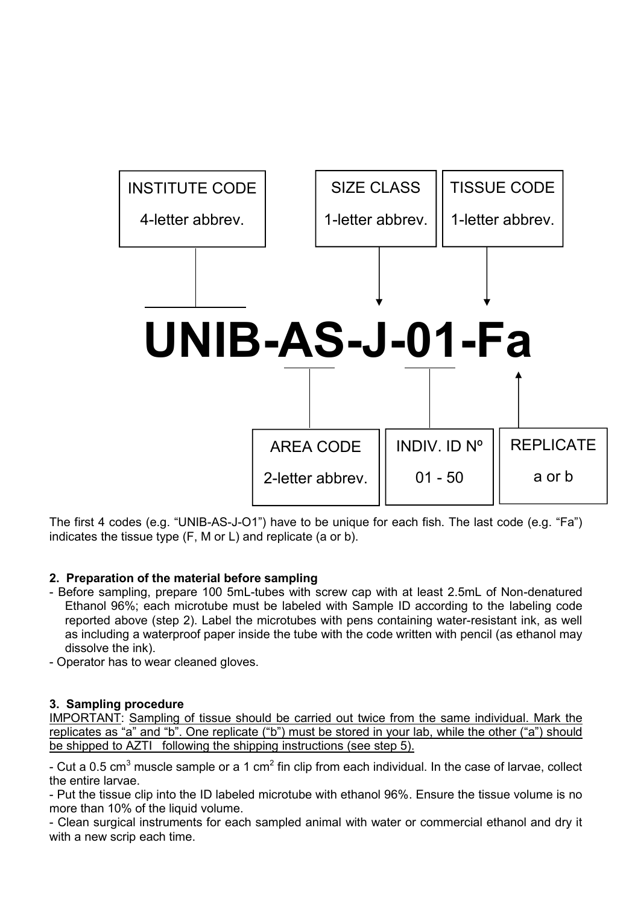INSTITUTE CODE 4-letter abbrev.

SIZE CLASS 1-letter abbrev.

TISSUE CODE 1-letter abbrev.

**UNIB-AS-J-01-Fa**

AREA CODE 2-letter abbrev.

INDIV. ID Nº 01 - 50

REPLICATE a or b

The first 4 codes (e.g. "UNIB-AS-J-O1") have to be unique for each fish. The last code (e.g. "Fa") indicates the tissue type (F, M or L) and replicate (a or b).

### 2. Preparation of the material before sampling

- Before sampling, prepare 100 5mL-tubes with screw cap with at least 2.5mL of Non-denatured Ethanol 96%; each microtube must be labeled with Sample ID according to the labeling code reported above (step 2). Label the microtubes with pens containing water-resistant ink, as well as including a waterproof paper inside the tube with the code written with pencil (as ethanol may dissolve the ink).
- Operator has to wear cleaned gloves.

### 3. Sampling procedure

IMPORTANT: Sampling of tissue should be carried out twice from the same individual. Mark the replicates as "a" and "b". One replicate ("b") must be stored in your lab, while the other ("a") should be shipped to AZTI following the shipping instructions (see step 5).

- Cut a 0.5 $cm^3$ muscle sample or a 1 $cm^2$ fin clip from each individual. In the case of larvae, collect the entire larvae.
- Put the tissue clip into the ID labeled microtube with ethanol 96%. Ensure the tissue volume is no more than 10% of the liquid volume.
- Clean surgical instruments for each sampled animal with water or commercial ethanol and dry it with a new scrip each time.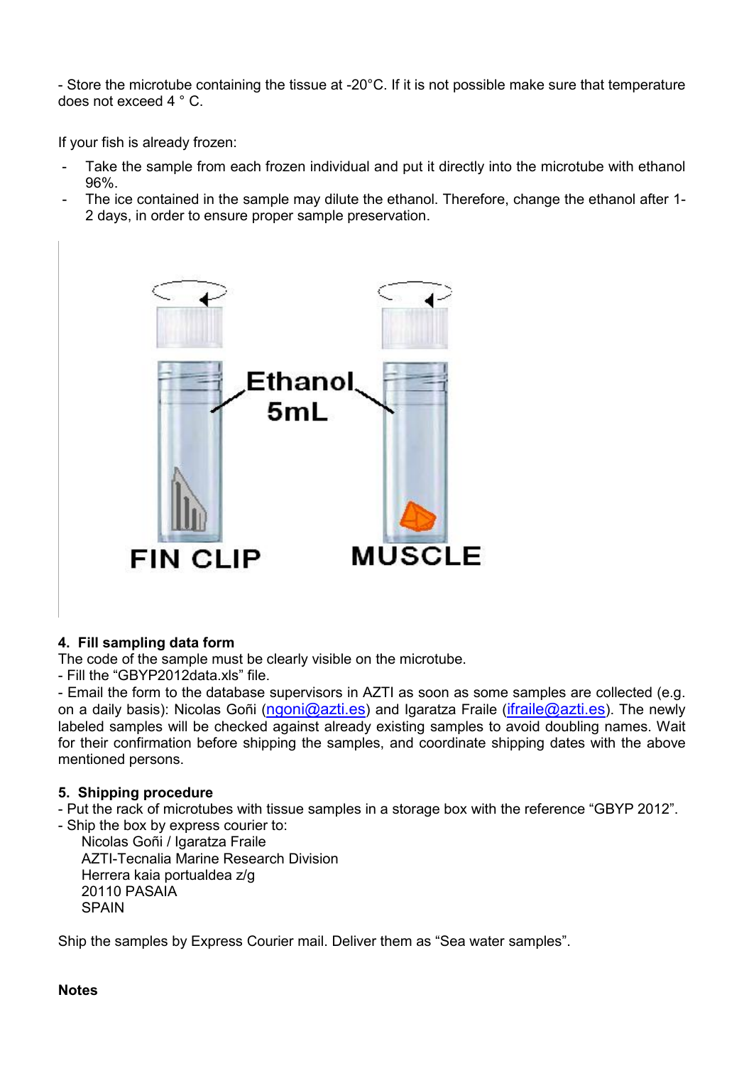- Store the microtube containing the tissue at -20°C. If it is not possible make sure that temperature does not exceed 4 ° C.

If your fish is already frozen:

- Take the sample from each frozen individual and put it directly into the microtube with ethanol 96%.
- The ice contained in the sample may dilute the ethanol. Therefore, change the ethanol after 1-2 days, in order to ensure proper sample preservation.

Ethanol 5mL

FIN CLIP

MUSCLE

## 4. Fill sampling data form

The code of the sample must be clearly visible on the microtube.

- Fill the "GBYP2012data.xls" file.
- Email the form to the database supervisors in AZTI as soon as some samples are collected (e.g. on a daily basis): Nicolas Goñi (ngoni@azti.es) and Igaratza Fraile (ifraile@azti.es). The newly labeled samples will be checked against already existing samples to avoid doubling names. Wait for their confirmation before shipping the samples, and coordinate shipping dates with the above mentioned persons.

## 5. Shipping procedure

- Put the rack of microtubes with tissue samples in a storage box with the reference "GBYP 2012".
- Ship the box by express courier to:

  Nicolas Goñi / Igaratza Fraile
  AZTI-Tecnalia Marine Research Division
  Herrera kaia portualdea z/g
  20110 PASAIA
  SPAIN

Ship the samples by Express Courier mail. Deliver them as "Sea water samples".

**Notes**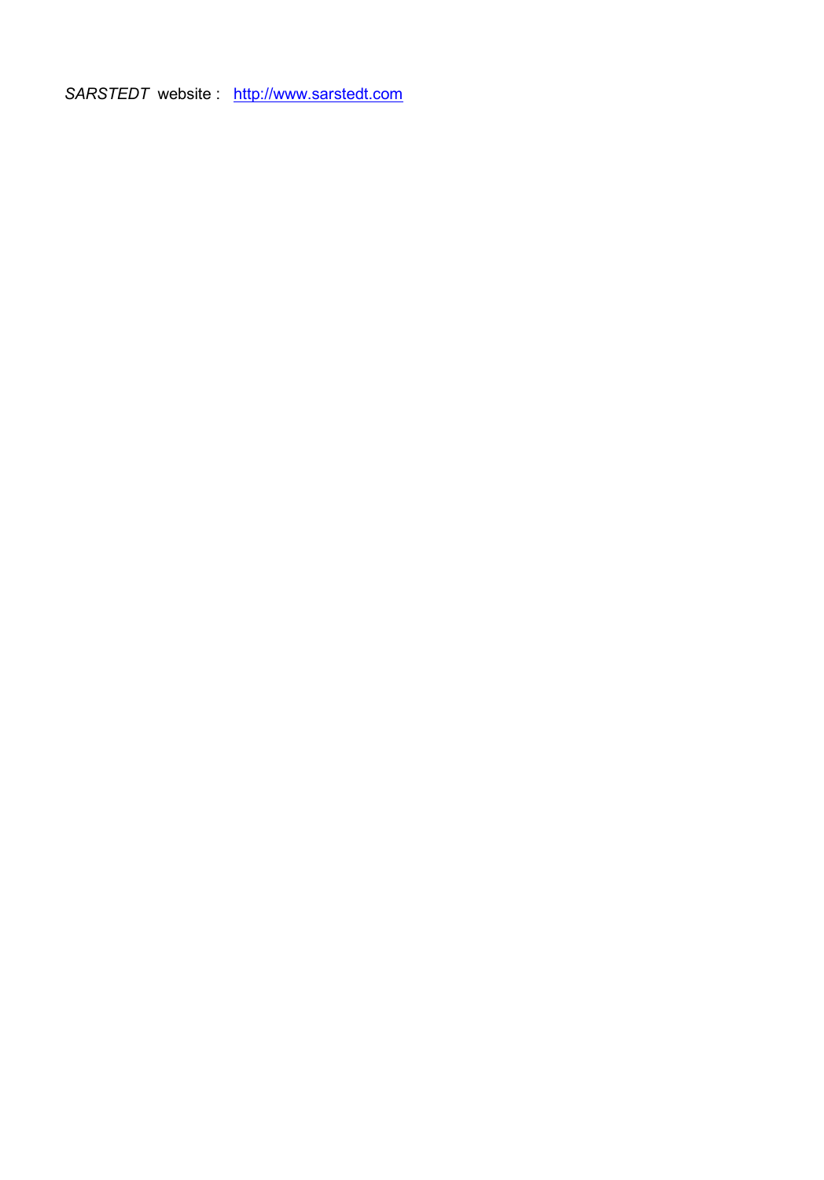*SARSTEDT* website : [http://www.sarstedt.com](http://www.sarstedt.com)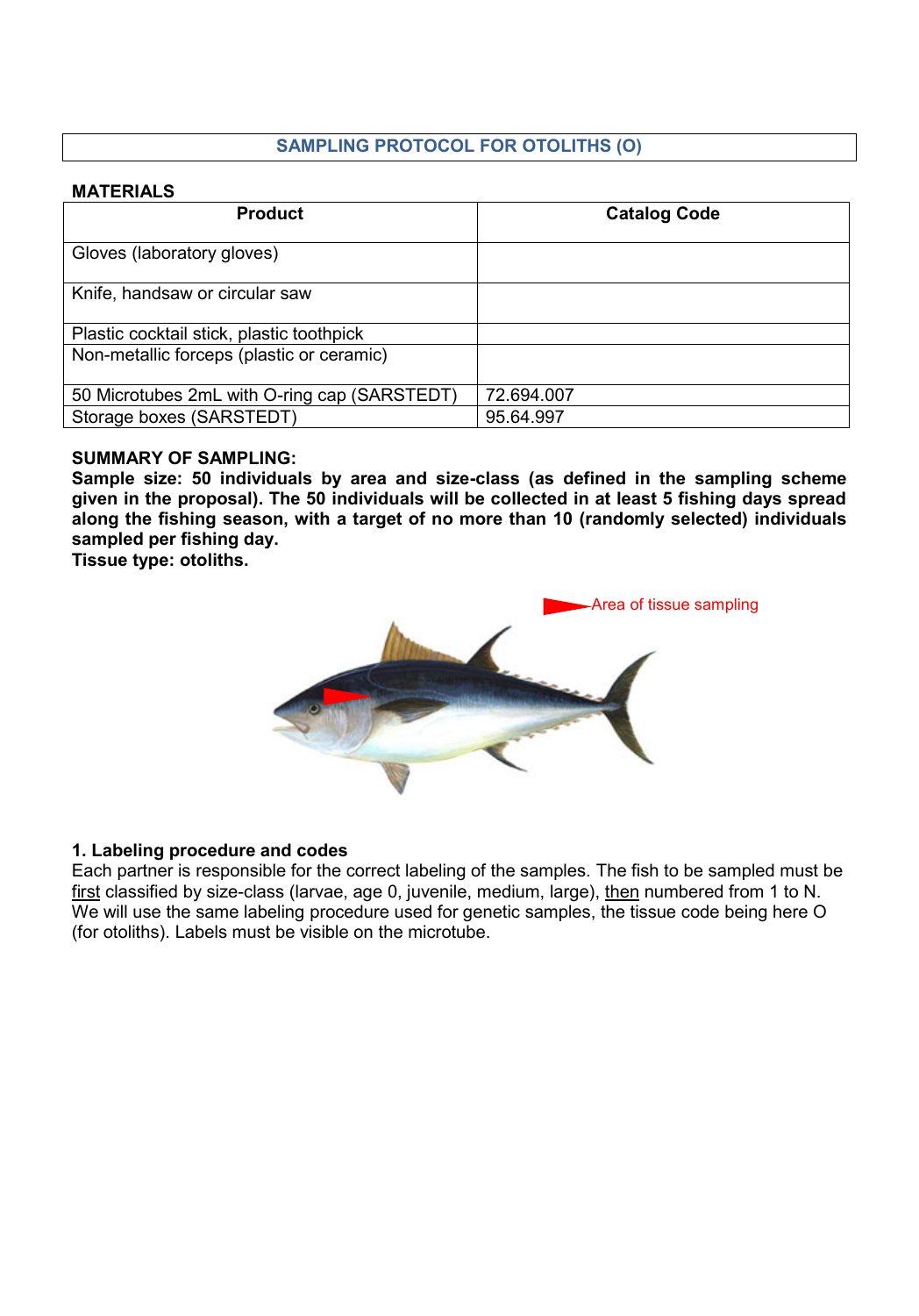## SAMPLING PROTOCOL FOR OTOLITHS (O)

**MATERIALS**

| Product | Catalog Code |
| --- | --- |
| Gloves (laboratory gloves) | |
| Knife, handsaw or circular saw | |
| Plastic cocktail stick, plastic toothpick | |
| Non-metallic forceps (plastic or ceramic) | |
| 50 Microtubes 2mL with O-ring cap (SARSTEDT) | 72.694.007 |
| Storage boxes (SARSTEDT) | 95.64.997 |

**SUMMARY OF SAMPLING:**
**Sample size: 50 individuals by area and size-class (as defined in the sampling scheme given in the proposal). The 50 individuals will be collected in at least 5 fishing days spread along the fishing season, with a target of no more than 10 (randomly selected) individuals sampled per fishing day.**
**Tissue type: otoliths.**

Area of tissue sampling

### 1. Labeling procedure and codes

Each partner is responsible for the correct labeling of the samples. The fish to be sampled must be first classified by size-class (larvae, age 0, juvenile, medium, large), then numbered from 1 to N. We will use the same labeling procedure used for genetic samples, the tissue code being here O (for otoliths). Labels must be visible on the microtube.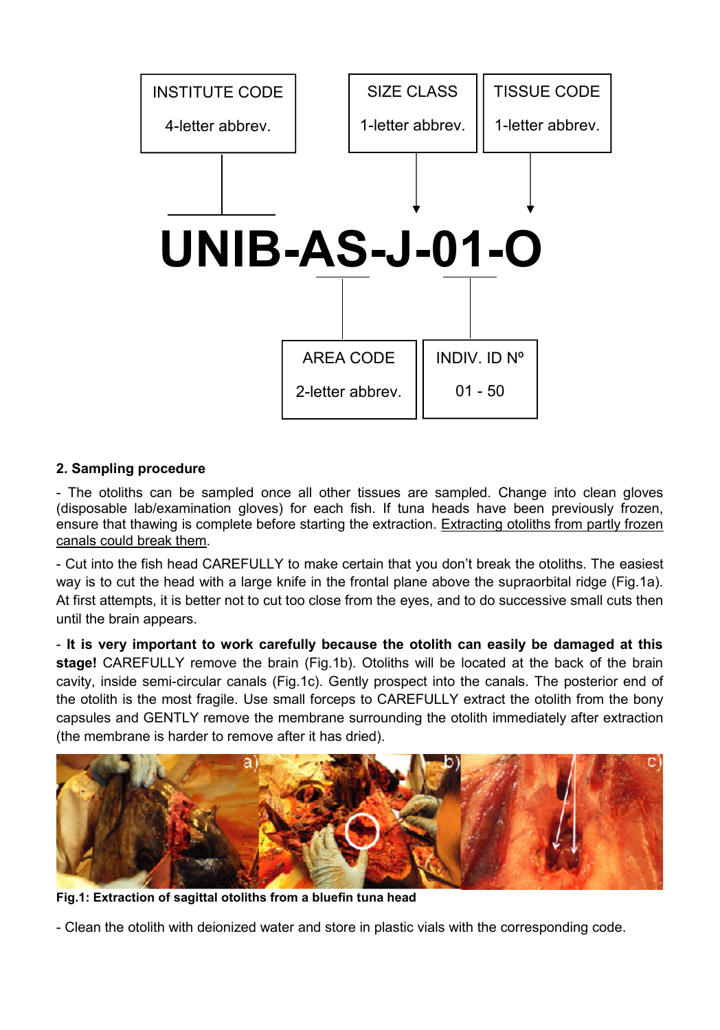INSTITUTE CODE — 4-letter abbrev.

SIZE CLASS — 1-letter abbrev.

TISSUE CODE — 1-letter abbrev.

**UNIB-AS-J-01-O**

AREA CODE — 2-letter abbrev.

INDIV. ID Nº — 01 - 50

**2. Sampling procedure**

- The otoliths can be sampled once all other tissues are sampled. Change into clean gloves (disposable lab/examination gloves) for each fish. If tuna heads have been previously frozen, ensure that thawing is complete before starting the extraction. Extracting otoliths from partly frozen canals could break them.

- Cut into the fish head CAREFULLY to make certain that you don't break the otoliths. The easiest way is to cut the head with a large knife in the frontal plane above the supraorbital ridge (Fig.1a). At first attempts, it is better not to cut too close from the eyes, and to do successive small cuts then until the brain appears.

- **It is very important to work carefully because the otolith can easily be damaged at this stage!** CAREFULLY remove the brain (Fig.1b). Otoliths will be located at the back of the brain cavity, inside semi-circular canals (Fig.1c). Gently prospect into the canals. The posterior end of the otolith is the most fragile. Use small forceps to CAREFULLY extract the otolith from the bony capsules and GENTLY remove the membrane surrounding the otolith immediately after extraction (the membrane is harder to remove after it has dried).

**Fig.1: Extraction of sagittal otoliths from a bluefin tuna head**

- Clean the otolith with deionized water and store in plastic vials with the corresponding code.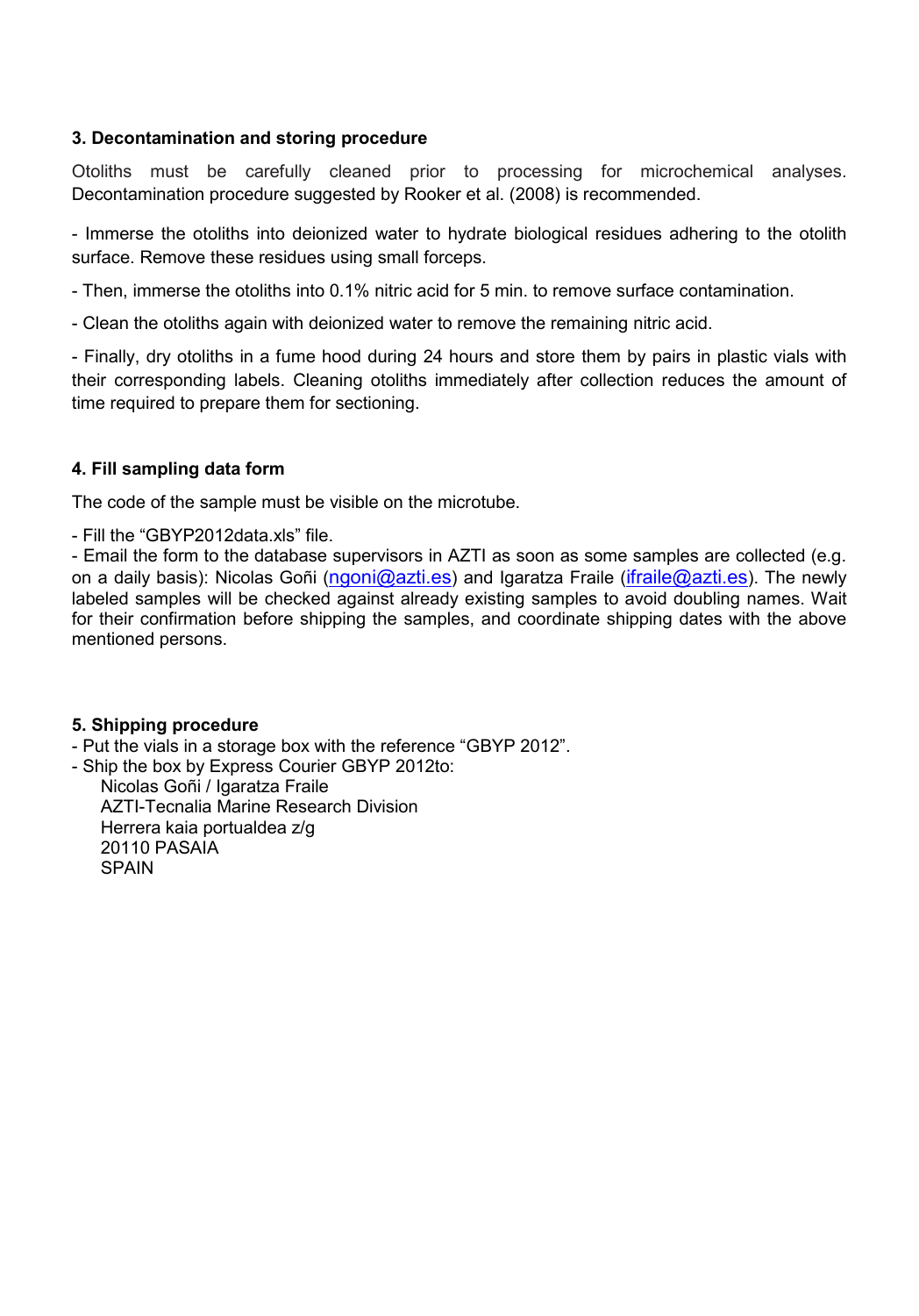### 3. Decontamination and storing procedure

Otoliths must be carefully cleaned prior to processing for microchemical analyses. Decontamination procedure suggested by Rooker et al. (2008) is recommended.

- Immerse the otoliths into deionized water to hydrate biological residues adhering to the otolith surface. Remove these residues using small forceps.

- Then, immerse the otoliths into 0.1% nitric acid for 5 min. to remove surface contamination.

- Clean the otoliths again with deionized water to remove the remaining nitric acid.

- Finally, dry otoliths in a fume hood during 24 hours and store them by pairs in plastic vials with their corresponding labels. Cleaning otoliths immediately after collection reduces the amount of time required to prepare them for sectioning.

### 4. Fill sampling data form

The code of the sample must be visible on the microtube.

- Fill the "GBYP2012data.xls" file.
- Email the form to the database supervisors in AZTI as soon as some samples are collected (e.g. on a daily basis): Nicolas Goñi (ngoni@azti.es) and Igaratza Fraile (ifraile@azti.es). The newly labeled samples will be checked against already existing samples to avoid doubling names. Wait for their confirmation before shipping the samples, and coordinate shipping dates with the above mentioned persons.

### 5. Shipping procedure

- Put the vials in a storage box with the reference "GBYP 2012".
- Ship the box by Express Courier GBYP 2012to:

  Nicolas Goñi / Igaratza Fraile
  AZTI-Tecnalia Marine Research Division
  Herrera kaia portualdea z/g
  20110 PASAIA
  SPAIN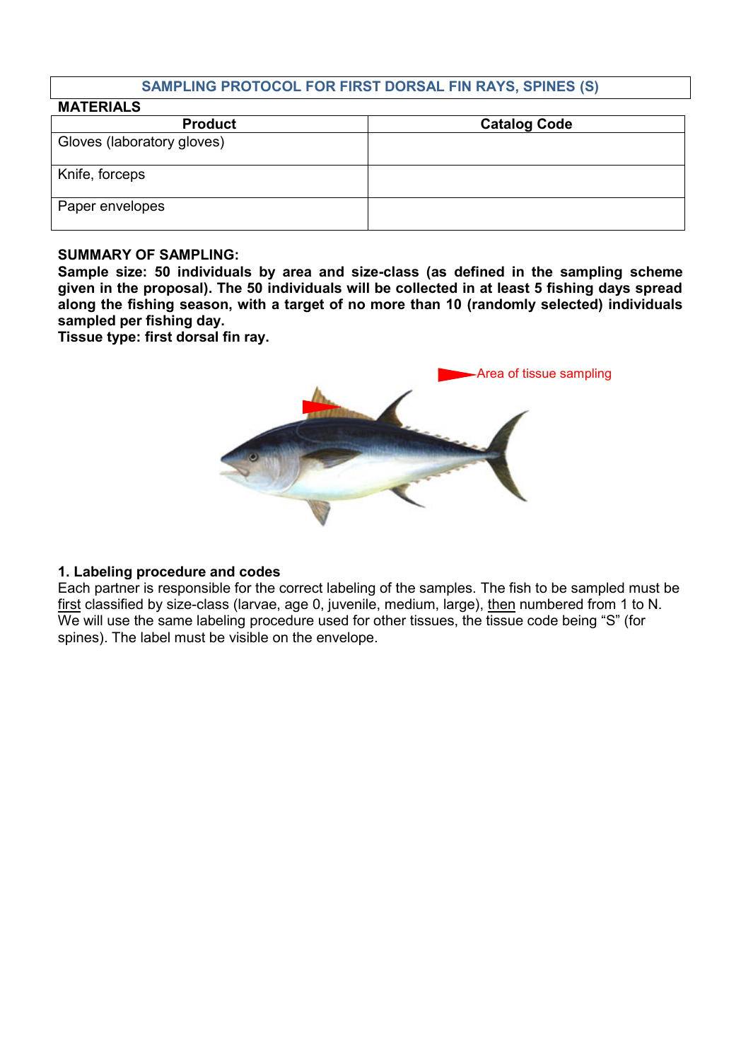## SAMPLING PROTOCOL FOR FIRST DORSAL FIN RAYS, SPINES (S)

**MATERIALS**

| Product | Catalog Code |
|---|---|
| Gloves (laboratory gloves) | |
| Knife, forceps | |
| Paper envelopes | |

**SUMMARY OF SAMPLING:**

**Sample size: 50 individuals by area and size-class (as defined in the sampling scheme given in the proposal). The 50 individuals will be collected in at least 5 fishing days spread along the fishing season, with a target of no more than 10 (randomly selected) individuals sampled per fishing day.**

**Tissue type: first dorsal fin ray.**

Area of tissue sampling

### 1. Labeling procedure and codes

Each partner is responsible for the correct labeling of the samples. The fish to be sampled must be first classified by size-class (larvae, age 0, juvenile, medium, large), then numbered from 1 to N. We will use the same labeling procedure used for other tissues, the tissue code being "S" (for spines). The label must be visible on the envelope.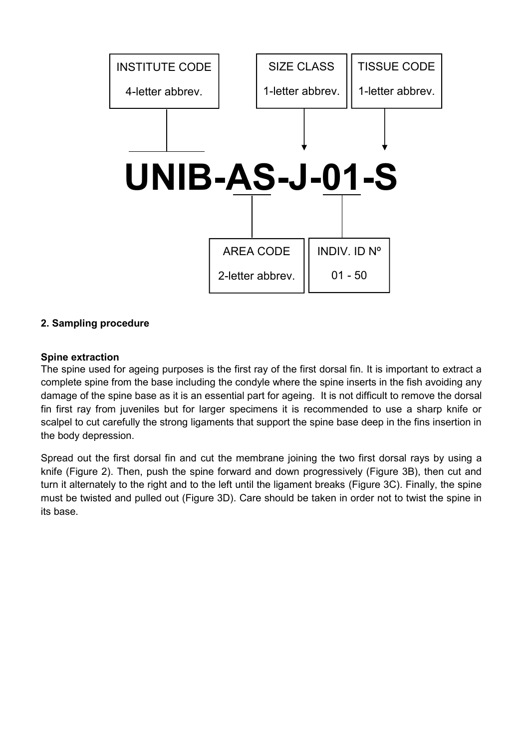INSTITUTE CODE
4-letter abbrev.

SIZE CLASS
1-letter abbrev.

TISSUE CODE
1-letter abbrev.

**UNIB-AS-J-01-S**

AREA CODE
2-letter abbrev.

INDIV. ID Nº
01 - 50

**2. Sampling procedure**

**Spine extraction**

The spine used for ageing purposes is the first ray of the first dorsal fin. It is important to extract a complete spine from the base including the condyle where the spine inserts in the fish avoiding any damage of the spine base as it is an essential part for ageing. It is not difficult to remove the dorsal fin first ray from juveniles but for larger specimens it is recommended to use a sharp knife or scalpel to cut carefully the strong ligaments that support the spine base deep in the fins insertion in the body depression.

Spread out the first dorsal fin and cut the membrane joining the two first dorsal rays by using a knife (Figure 2). Then, push the spine forward and down progressively (Figure 3B), then cut and turn it alternately to the right and to the left until the ligament breaks (Figure 3C). Finally, the spine must be twisted and pulled out (Figure 3D). Care should be taken in order not to twist the spine in its base.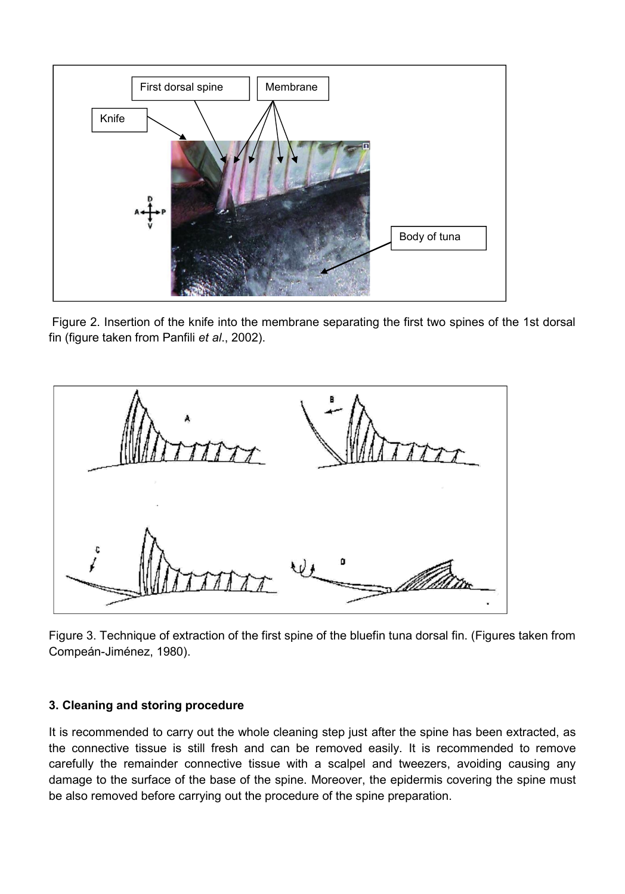Figure 2. Insertion of the knife into the membrane separating the first two spines of the 1st dorsal fin (figure taken from Panfili *et al*., 2002).

Figure 3. Technique of extraction of the first spine of the bluefin tuna dorsal fin. (Figures taken from Compeán-Jiménez, 1980).

### 3. Cleaning and storing procedure

It is recommended to carry out the whole cleaning step just after the spine has been extracted, as the connective tissue is still fresh and can be removed easily. It is recommended to remove carefully the remainder connective tissue with a scalpel and tweezers, avoiding causing any damage to the surface of the base of the spine. Moreover, the epidermis covering the spine must be also removed before carrying out the procedure of the spine preparation.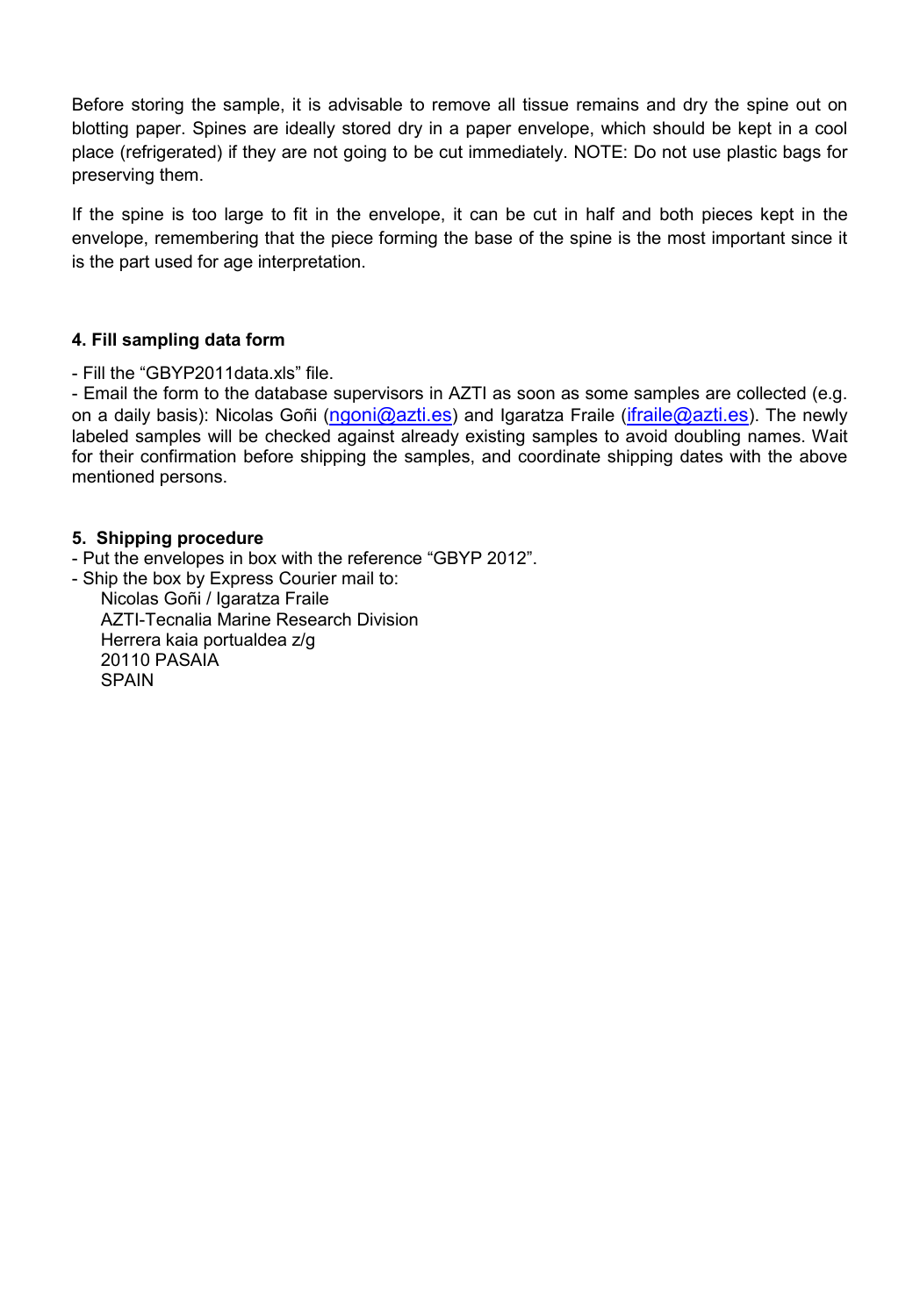Before storing the sample, it is advisable to remove all tissue remains and dry the spine out on blotting paper. Spines are ideally stored dry in a paper envelope, which should be kept in a cool place (refrigerated) if they are not going to be cut immediately. NOTE: Do not use plastic bags for preserving them.

If the spine is too large to fit in the envelope, it can be cut in half and both pieces kept in the envelope, remembering that the piece forming the base of the spine is the most important since it is the part used for age interpretation.

**4. Fill sampling data form**

- Fill the "GBYP2011data.xls" file.
- Email the form to the database supervisors in AZTI as soon as some samples are collected (e.g. on a daily basis): Nicolas Goñi (ngoni@azti.es) and Igaratza Fraile (ifraile@azti.es). The newly labeled samples will be checked against already existing samples to avoid doubling names. Wait for their confirmation before shipping the samples, and coordinate shipping dates with the above mentioned persons.

**5. Shipping procedure**

- Put the envelopes in box with the reference "GBYP 2012".
- Ship the box by Express Courier mail to:

  Nicolas Goñi / Igaratza Fraile
  AZTI-Tecnalia Marine Research Division
  Herrera kaia portualdea z/g
  20110 PASAIA
  SPAIN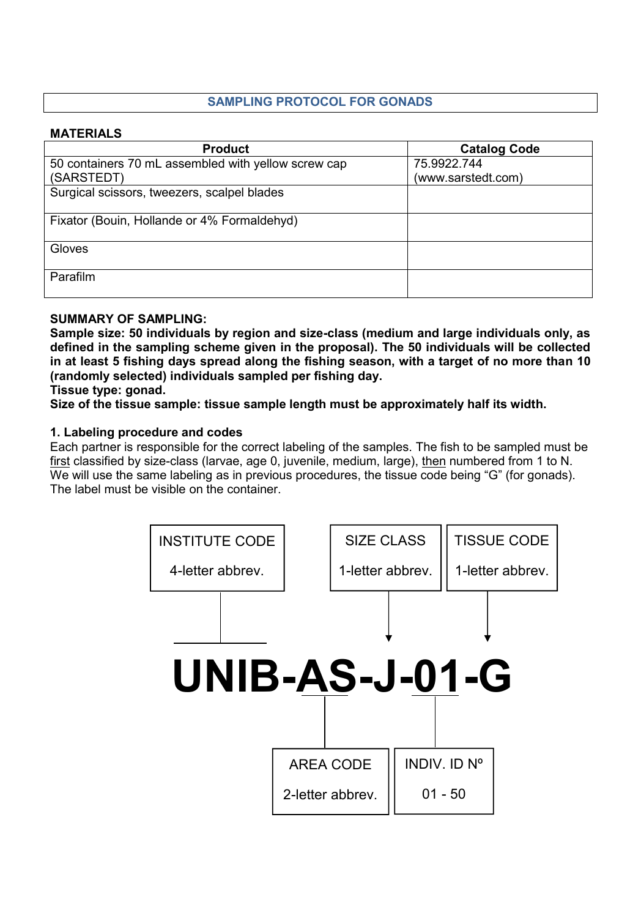## SAMPLING PROTOCOL FOR GONADS

**MATERIALS**

| Product | Catalog Code |
|---|---|
| 50 containers 70 mL assembled with yellow screw cap (SARSTEDT) | 75.9922.744 (www.sarstedt.com) |
| Surgical scissors, tweezers, scalpel blades | |
| Fixator (Bouin, Hollande or 4% Formaldehyd) | |
| Gloves | |
| Parafilm | |

**SUMMARY OF SAMPLING:**
**Sample size: 50 individuals by region and size-class (medium and large individuals only, as defined in the sampling scheme given in the proposal). The 50 individuals will be collected in at least 5 fishing days spread along the fishing season, with a target of no more than 10 (randomly selected) individuals sampled per fishing day.**
**Tissue type: gonad.**
**Size of the tissue sample: tissue sample length must be approximately half its width.**

**1. Labeling procedure and codes**

Each partner is responsible for the correct labeling of the samples. The fish to be sampled must be first classified by size-class (larvae, age 0, juvenile, medium, large), then numbered from 1 to N. We will use the same labeling as in previous procedures, the tissue code being "G" (for gonads). The label must be visible on the container.

- INSTITUTE CODE: 4-letter abbrev.
- SIZE CLASS: 1-letter abbrev.
- TISSUE CODE: 1-letter abbrev.

**UNIB-AS-J-01-G**

- AREA CODE: 2-letter abbrev.
- INDIV. ID Nº: 01 - 50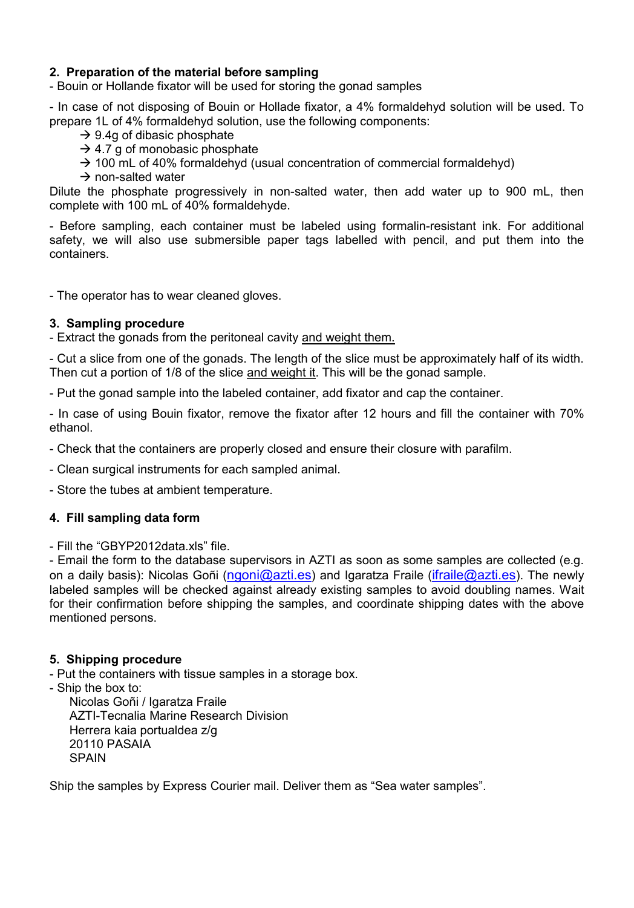## 2. Preparation of the material before sampling

- Bouin or Hollande fixator will be used for storing the gonad samples

- In case of not disposing of Bouin or Hollade fixator, a 4% formaldehyd solution will be used. To prepare 1L of 4% formaldehyd solution, use the following components:

  → 9.4g of dibasic phosphate

  → 4.7 g of monobasic phosphate

  → 100 mL of 40% formaldehyd (usual concentration of commercial formaldehyd)

  → non-salted water

Dilute the phosphate progressively in non-salted water, then add water up to 900 mL, then complete with 100 mL of 40% formaldehyde.

- Before sampling, each container must be labeled using formalin-resistant ink. For additional safety, we will also use submersible paper tags labelled with pencil, and put them into the containers.

- The operator has to wear cleaned gloves.

## 3. Sampling procedure

- Extract the gonads from the peritoneal cavity <u>and weight them.</u>

- Cut a slice from one of the gonads. The length of the slice must be approximately half of its width. Then cut a portion of 1/8 of the slice <u>and weight it</u>. This will be the gonad sample.

- Put the gonad sample into the labeled container, add fixator and cap the container.

- In case of using Bouin fixator, remove the fixator after 12 hours and fill the container with 70% ethanol.

- Check that the containers are properly closed and ensure their closure with parafilm.

- Clean surgical instruments for each sampled animal.

- Store the tubes at ambient temperature.

## 4. Fill sampling data form

- Fill the "GBYP2012data.xls" file.
- Email the form to the database supervisors in AZTI as soon as some samples are collected (e.g. on a daily basis): Nicolas Goñi (ngoni@azti.es) and Igaratza Fraile (ifraile@azti.es). The newly labeled samples will be checked against already existing samples to avoid doubling names. Wait for their confirmation before shipping the samples, and coordinate shipping dates with the above mentioned persons.

## 5. Shipping procedure

- Put the containers with tissue samples in a storage box.
- Ship the box to:

  Nicolas Goñi / Igaratza Fraile
  AZTI-Tecnalia Marine Research Division
  Herrera kaia portualdea z/g
  20110 PASAIA
  SPAIN

Ship the samples by Express Courier mail. Deliver them as "Sea water samples".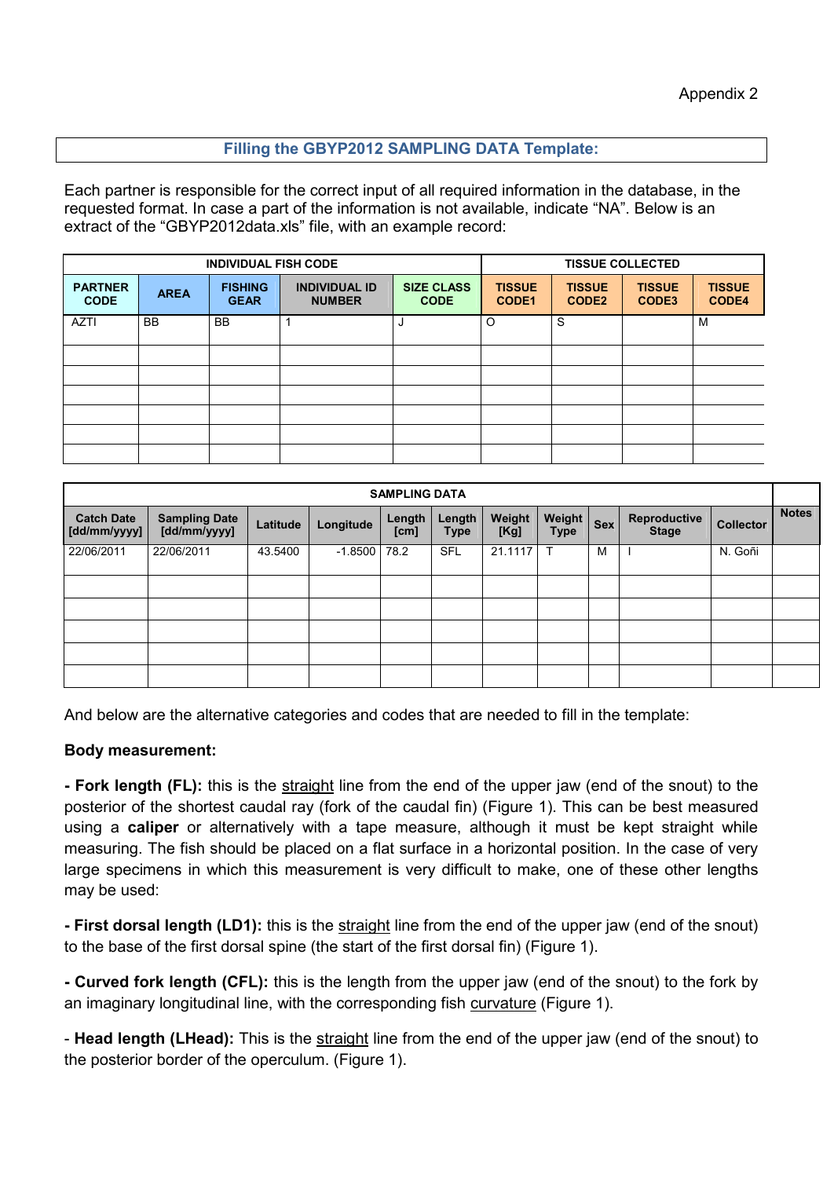Appendix 2

## Filling the GBYP2012 SAMPLING DATA Template:

Each partner is responsible for the correct input of all required information in the database, in the requested format. In case a part of the information is not available, indicate "NA". Below is an extract of the "GBYP2012data.xls" file, with an example record:

| INDIVIDUAL FISH CODE | | | | | TISSUE COLLECTED | | | |
|---|---|---|---|---|---|---|---|---|
| PARTNER CODE | AREA | FISHING GEAR | INDIVIDUAL ID NUMBER | SIZE CLASS CODE | TISSUE CODE1 | TISSUE CODE2 | TISSUE CODE3 | TISSUE CODE4 |
| AZTI | BB | BB | 1 | J | O | S | | M |
| | | | | | | | | |
| | | | | | | | | |
| | | | | | | | | |
| | | | | | | | | |
| | | | | | | | | |
| | | | | | | | | |

| SAMPLING DATA | | | | | | | | | | | | Notes |
|---|---|---|---|---|---|---|---|---|---|---|---|---|
| Catch Date [dd/mm/yyyy] | Sampling Date [dd/mm/yyyy] | Latitude | Longitude | Length [cm] | Length Type | Weight [Kg] | Weight Type | Sex | Reproductive Stage | Collector | | |
| 22/06/2011 | 22/06/2011 | 43.5400 | -1.8500 | 78.2 | SFL | 21.1117 | T | M | I | N. Goñi | | |
| | | | | | | | | | | | | |
| | | | | | | | | | | | | |
| | | | | | | | | | | | | |
| | | | | | | | | | | | | |
| | | | | | | | | | | | | |

And below are the alternative categories and codes that are needed to fill in the template:

**Body measurement:**

**- Fork length (FL):** this is the straight line from the end of the upper jaw (end of the snout) to the posterior of the shortest caudal ray (fork of the caudal fin) (Figure 1). This can be best measured using a **caliper** or alternatively with a tape measure, although it must be kept straight while measuring. The fish should be placed on a flat surface in a horizontal position. In the case of very large specimens in which this measurement is very difficult to make, one of these other lengths may be used:

**- First dorsal length (LD1):** this is the straight line from the end of the upper jaw (end of the snout) to the base of the first dorsal spine (the start of the first dorsal fin) (Figure 1).

**- Curved fork length (CFL):** this is the length from the upper jaw (end of the snout) to the fork by an imaginary longitudinal line, with the corresponding fish curvature (Figure 1).

- **Head length (LHead):** This is the straight line from the end of the upper jaw (end of the snout) to the posterior border of the operculum. (Figure 1).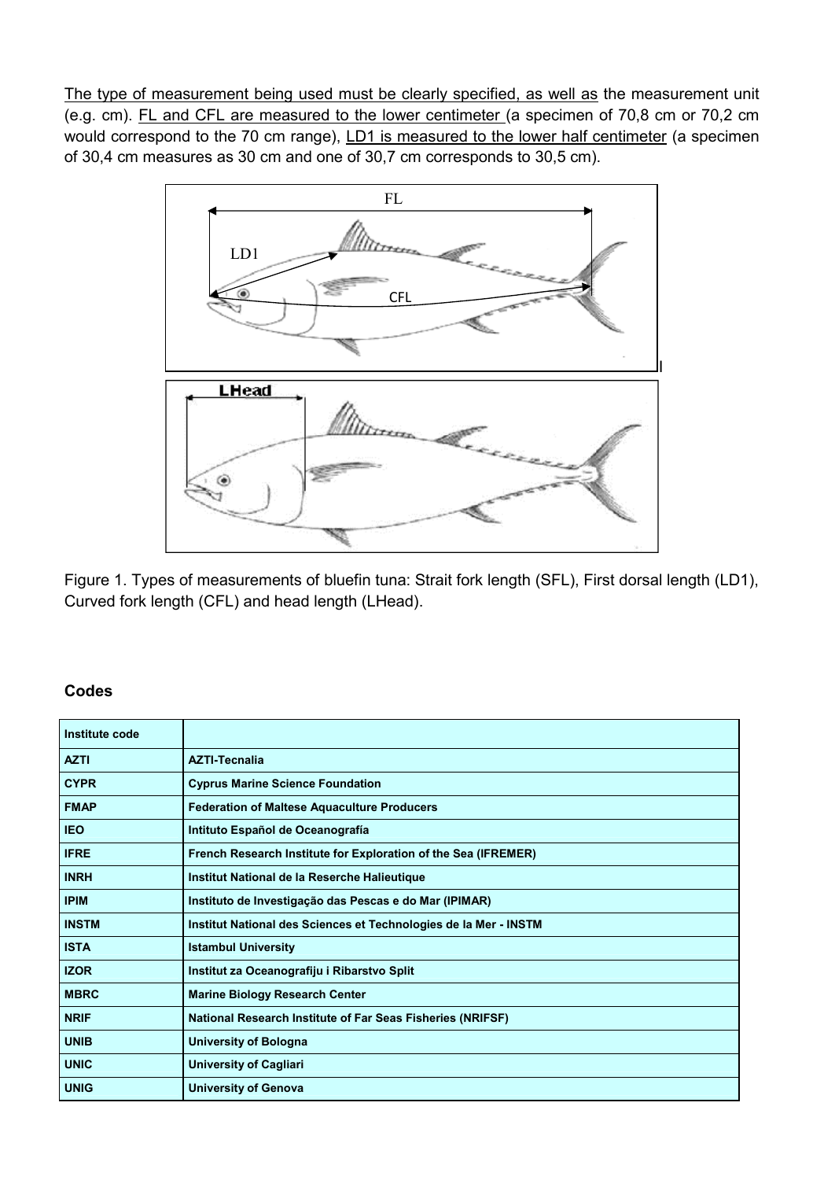The type of measurement being used must be clearly specified, as well as the measurement unit (e.g. cm). FL and CFL are measured to the lower centimeter (a specimen of 70,8 cm or 70,2 cm would correspond to the 70 cm range), LD1 is measured to the lower half centimeter (a specimen of 30,4 cm measures as 30 cm and one of 30,7 cm corresponds to 30,5 cm).

Figure 1. Types of measurements of bluefin tuna: Strait fork length (SFL), First dorsal length (LD1), Curved fork length (CFL) and head length (LHead).

### Codes

| Institute code | |
|---|---|
| **AZTI** | **AZTI-Tecnalia** |
| **CYPR** | **Cyprus Marine Science Foundation** |
| **FMAP** | **Federation of Maltese Aquaculture Producers** |
| **IEO** | **Intituto Español de Oceanografía** |
| **IFRE** | **French Research Institute for Exploration of the Sea (IFREMER)** |
| **INRH** | **Institut National de la Reserche Halieutique** |
| **IPIM** | **Instituto de Investigação das Pescas e do Mar (IPIMAR)** |
| **INSTM** | **Institut National des Sciences et Technologies de la Mer - INSTM** |
| **ISTA** | **Istambul University** |
| **IZOR** | **Institut za Oceanografiju i Ribarstvo Split** |
| **MBRC** | **Marine Biology Research Center** |
| **NRIF** | **National Research Institute of Far Seas Fisheries (NRIFSF)** |
| **UNIB** | **University of Bologna** |
| **UNIC** | **University of Cagliari** |
| **UNIG** | **University of Genova** |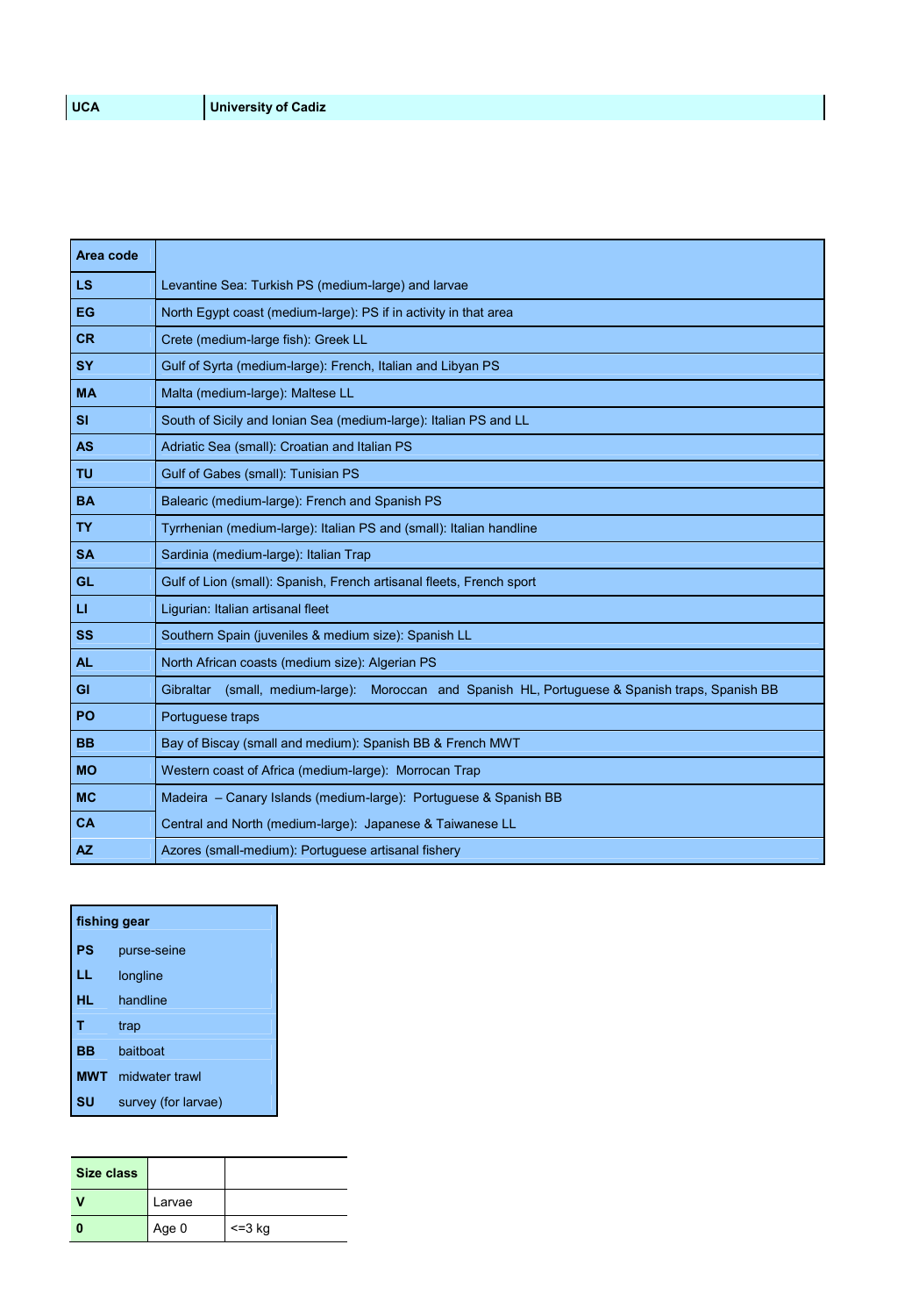| UCA | University of Cadiz |
|---|---|

| Area code | |
|---|---|
| LS | Levantine Sea: Turkish PS (medium-large) and larvae |
| EG | North Egypt coast (medium-large): PS if in activity in that area |
| CR | Crete (medium-large fish): Greek LL |
| SY | Gulf of Syrta (medium-large): French, Italian and Libyan PS |
| MA | Malta (medium-large): Maltese LL |
| SI | South of Sicily and Ionian Sea (medium-large): Italian PS and LL |
| AS | Adriatic Sea (small): Croatian and Italian PS |
| TU | Gulf of Gabes (small): Tunisian PS |
| BA | Balearic (medium-large): French and Spanish PS |
| TY | Tyrrhenian (medium-large): Italian PS and (small): Italian handline |
| SA | Sardinia (medium-large): Italian Trap |
| GL | Gulf of Lion (small): Spanish, French artisanal fleets, French sport |
| LI | Ligurian: Italian artisanal fleet |
| SS | Southern Spain (juveniles & medium size): Spanish LL |
| AL | North African coasts (medium size): Algerian PS |
| GI | Gibraltar (small, medium-large): Moroccan and Spanish HL, Portuguese & Spanish traps, Spanish BB |
| PO | Portuguese traps |
| BB | Bay of Biscay (small and medium): Spanish BB & French MWT |
| MO | Western coast of Africa (medium-large): Morrocan Trap |
| MC | Madeira – Canary Islands (medium-large): Portuguese & Spanish BB |
| CA | Central and North (medium-large): Japanese & Taiwanese LL |
| AZ | Azores (small-medium): Portuguese artisanal fishery |

| fishing gear | |
|---|---|
| PS | purse-seine |
| LL | longline |
| HL | handline |
| T | trap |
| BB | baitboat |
| MWT | midwater trawl |
| SU | survey (for larvae) |

| Size class | | |
|---|---|---|
| V | Larvae | |
| 0 | Age 0 | <=3 kg |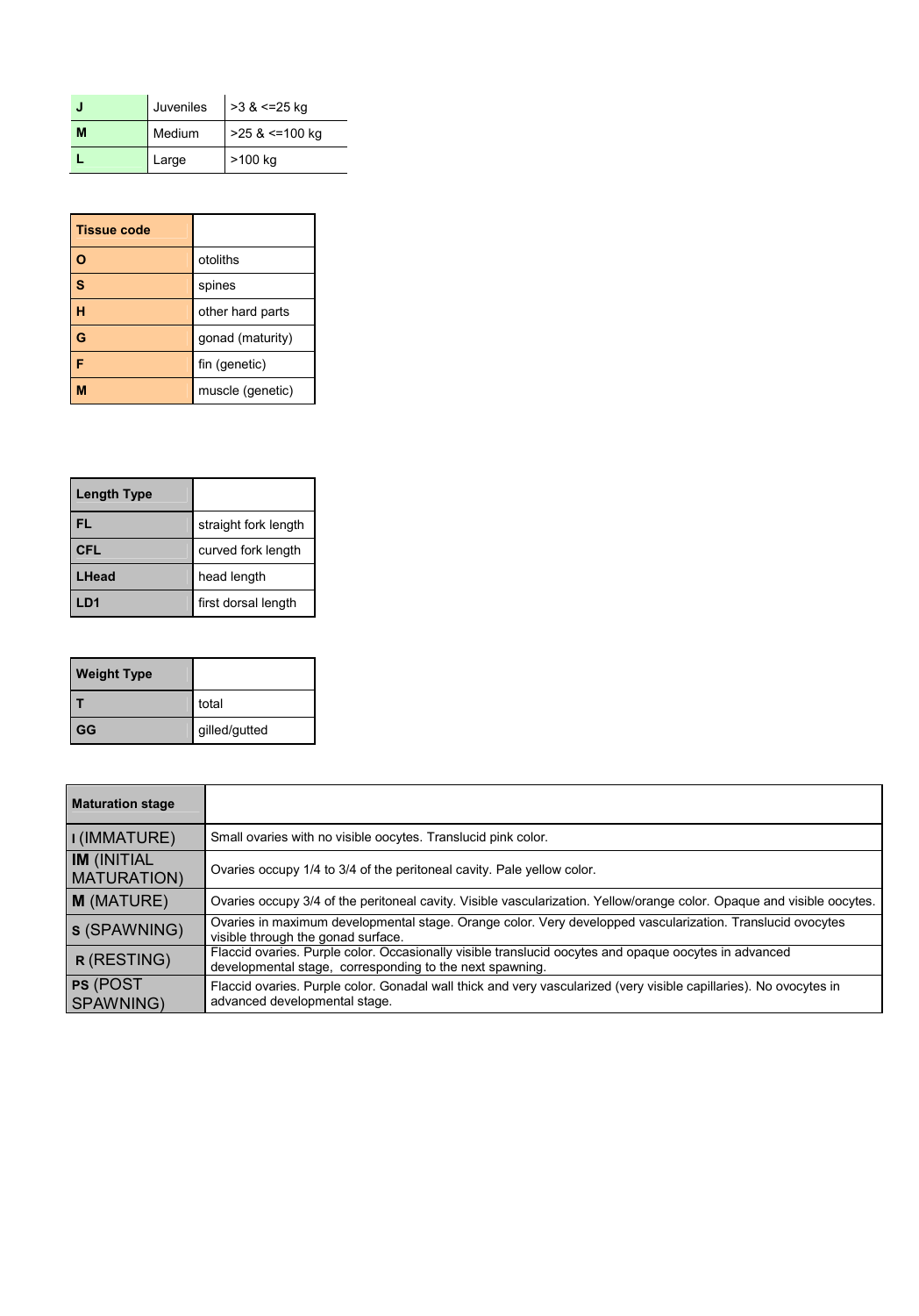| | | |
|---|---|---|
| **J** | Juveniles | >3 & <=25 kg |
| **M** | Medium | >25 & <=100 kg |
| **L** | Large | >100 kg |

| **Tissue code** | |
|---|---|
| **O** | otoliths |
| **S** | spines |
| **H** | other hard parts |
| **G** | gonad (maturity) |
| **F** | fin (genetic) |
| **M** | muscle (genetic) |

| **Length Type** | |
|---|---|
| **FL** | straight fork length |
| **CFL** | curved fork length |
| **LHead** | head length |
| **LD1** | first dorsal length |

| **Weight Type** | |
|---|---|
| **T** | total |
| **GG** | gilled/gutted |

| **Maturation stage** | |
|---|---|
| **I** (IMMATURE) | Small ovaries with no visible oocytes. Translucid pink color. |
| **IM** (INITIAL MATURATION) | Ovaries occupy 1/4 to 3/4 of the peritoneal cavity. Pale yellow color. |
| **M** (MATURE) | Ovaries occupy 3/4 of the peritoneal cavity. Visible vascularization. Yellow/orange color. Opaque and visible oocytes. |
| **S** (SPAWNING) | Ovaries in maximum developmental stage. Orange color. Very developped vascularization. Translucid ovocytes visible through the gonad surface. |
| **R** (RESTING) | Flaccid ovaries. Purple color. Occasionally visible translucid oocytes and opaque oocytes in advanced developmental stage, corresponding to the next spawning. |
| **PS** (POST SPAWNING) | Flaccid ovaries. Purple color. Gonadal wall thick and very vascularized (very visible capillaries). No ovocytes in advanced developmental stage. |